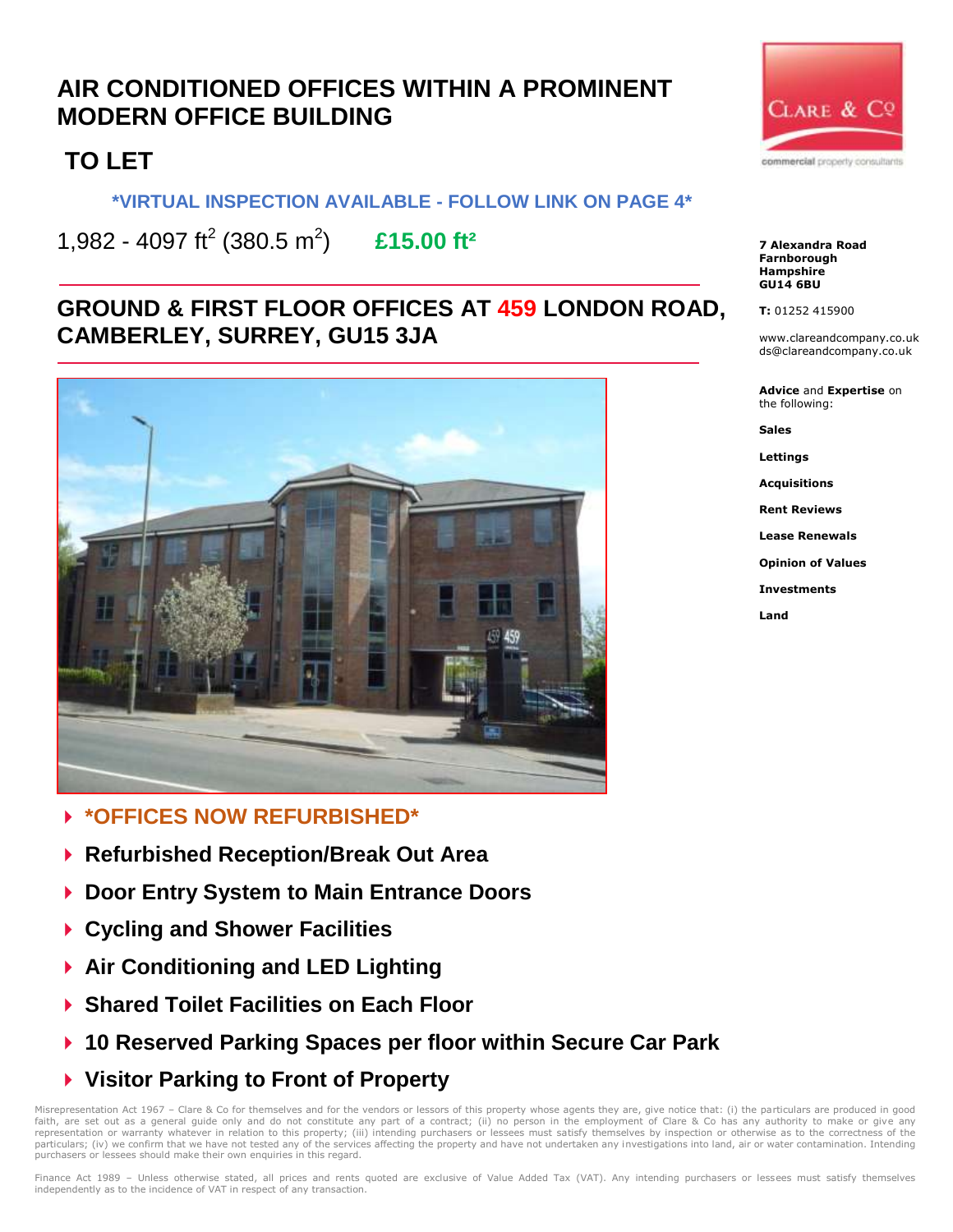# AIR CONDITIONED OFFICES WITHIN A PROMINENT MODERN OFFICE BUILDING

## TO LET

**\*VIRTUAL INSPECTION AVAILABLE - FOLLOW LINK ON PAGE 4\***

1,982 - 4097 $ft^2$ (380.5 $m^2$) **£15.00 $ft^2$**

## GROUND & FIRST FLOOR OFFICES AT 459 LONDON ROAD, CAMBERLEY, SURREY, GU15 3JA

- **\*OFFICES NOW REFURBISHED\***
- **Refurbished Reception/Break Out Area**
- **Door Entry System to Main Entrance Doors**
- **Cycling and Shower Facilities**
- **Air Conditioning and LED Lighting**
- **Shared Toilet Facilities on Each Floor**
- **10 Reserved Parking Spaces per floor within Secure Car Park**
- **Visitor Parking to Front of Property**

CLARE & Co
commercial property consultants

**7 Alexandra Road**
**Farnborough**
**Hampshire**
**GU14 6BU**

**T:** 01252 415900

www.clareandcompany.co.uk
ds@clareandcompany.co.uk

**Advice** and **Expertise** on the following:

**Sales**

**Lettings**

**Acquisitions**

**Rent Reviews**

**Lease Renewals**

**Opinion of Values**

**Investments**

**Land**

Misrepresentation Act 1967 – Clare & Co for themselves and for the vendors or lessors of this property whose agents they are, give notice that: (i) the particulars are produced in good faith, are set out as a general guide only and do not constitute any part of a contract; (ii) no person in the employment of Clare & Co has any authority to make or give any representation or warranty whatever in relation to this property; (iii) intending purchasers or lessees must satisfy themselves by inspection or otherwise as to the correctness of the particulars; (iv) we confirm that we have not tested any of the services affecting the property and have not undertaken any investigations into land, air or water contamination. Intending purchasers or lessees should make their own enquiries in this regard.

Finance Act 1989 – Unless otherwise stated, all prices and rents quoted are exclusive of Value Added Tax (VAT). Any intending purchasers or lessees must satisfy themselves independently as to the incidence of VAT in respect of any transaction.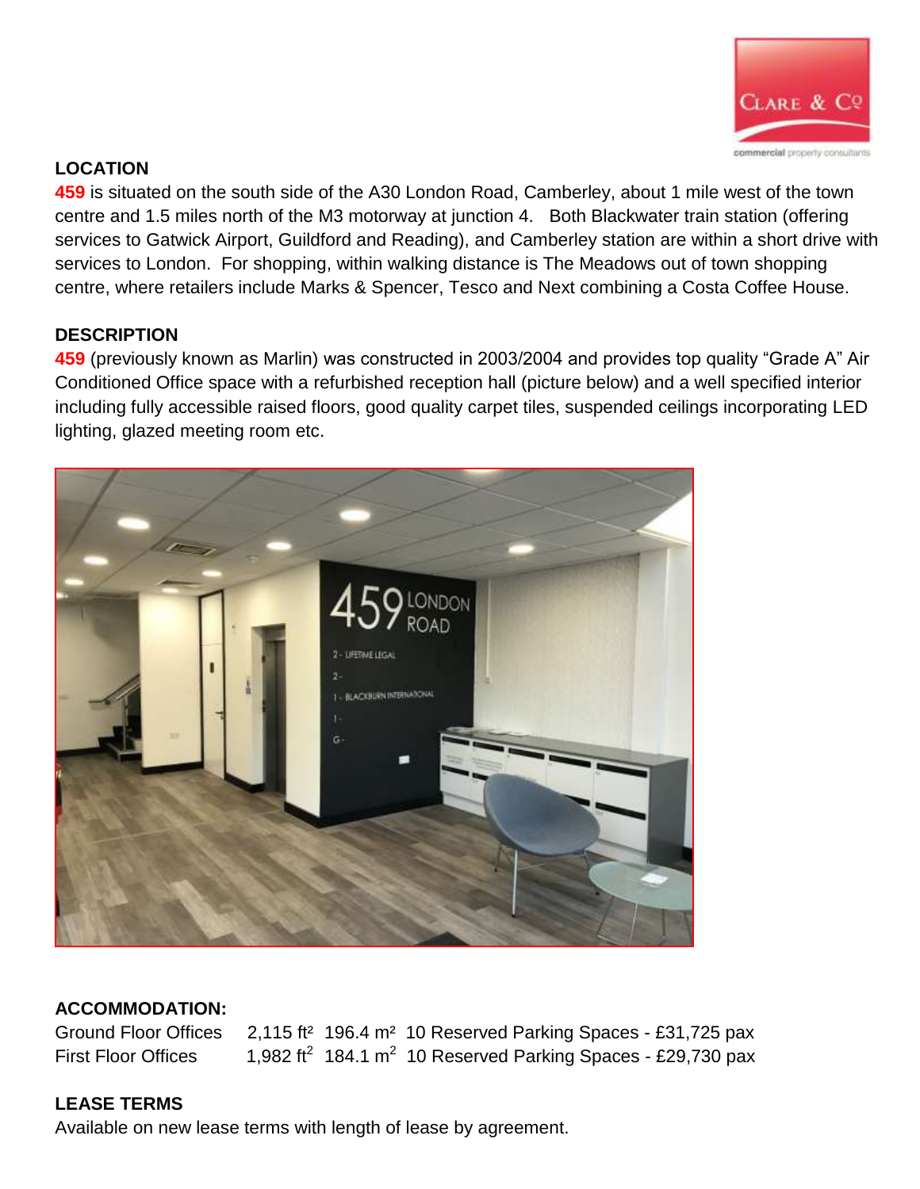## LOCATION

**459** is situated on the south side of the A30 London Road, Camberley, about 1 mile west of the town centre and 1.5 miles north of the M3 motorway at junction 4. Both Blackwater train station (offering services to Gatwick Airport, Guildford and Reading), and Camberley station are within a short drive with services to London. For shopping, within walking distance is The Meadows out of town shopping centre, where retailers include Marks & Spencer, Tesco and Next combining a Costa Coffee House.

## DESCRIPTION

**459** (previously known as Marlin) was constructed in 2003/2004 and provides top quality "Grade A" Air Conditioned Office space with a refurbished reception hall (picture below) and a well specified interior including fully accessible raised floors, good quality carpet tiles, suspended ceilings incorporating LED lighting, glazed meeting room etc.

## ACCOMMODATION:

| | | | | |
|---|---|---|---|---|
| Ground Floor Offices | 2,115 ft² | 196.4 m² | 10 Reserved Parking Spaces | £31,725 pax |
| First Floor Offices | 1,982 ft² | 184.1 m² | 10 Reserved Parking Spaces | £29,730 pax |

## LEASE TERMS

Available on new lease terms with length of lease by agreement.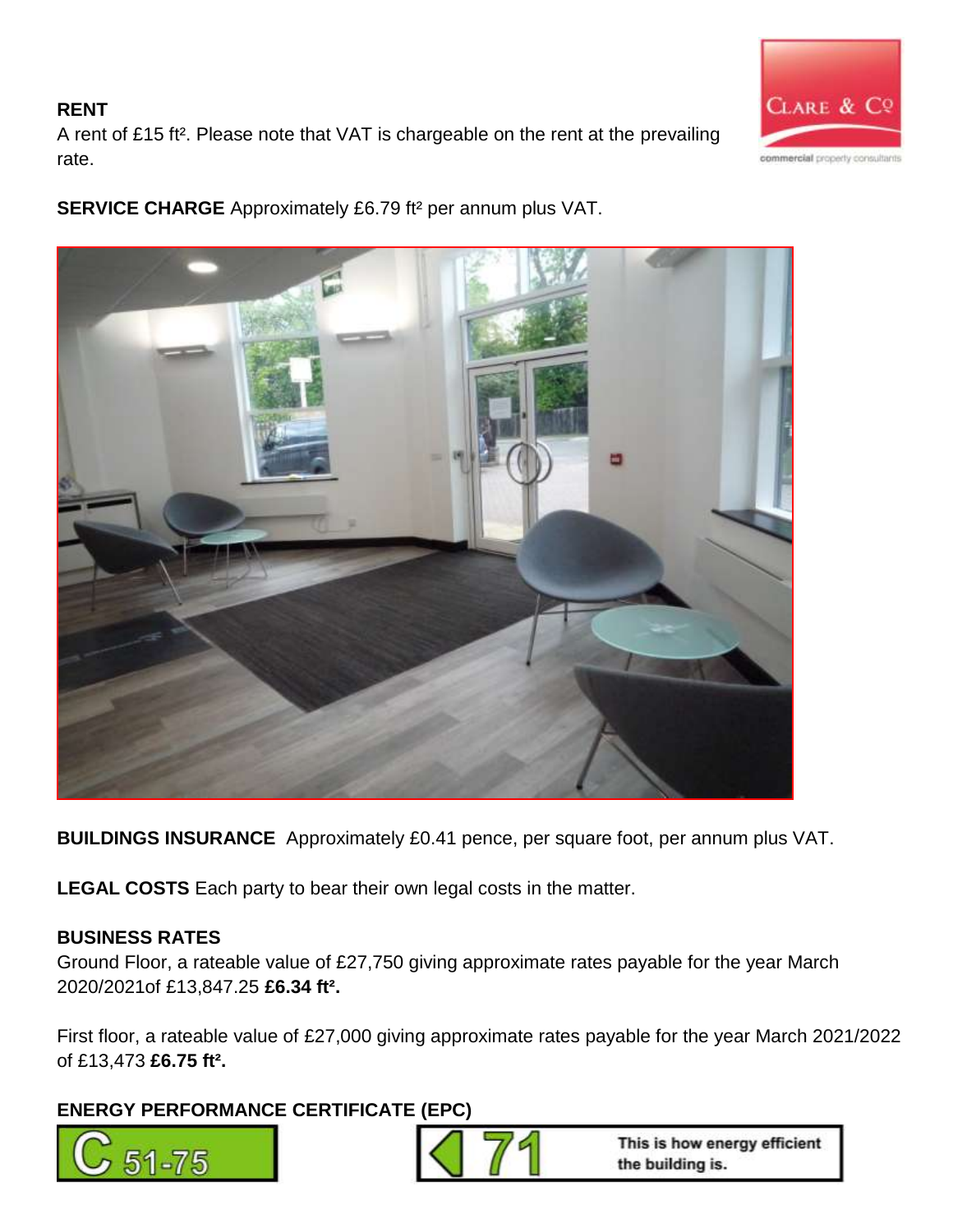**RENT**
A rent of £15 ft². Please note that VAT is chargeable on the rent at the prevailing rate.

**SERVICE CHARGE** Approximately £6.79 ft² per annum plus VAT.

**BUILDINGS INSURANCE** Approximately £0.41 pence, per square foot, per annum plus VAT.

**LEGAL COSTS** Each party to bear their own legal costs in the matter.

**BUSINESS RATES**
Ground Floor, a rateable value of £27,750 giving approximate rates payable for the year March 2020/2021of £13,847.25 **£6.34 ft².**

First floor, a rateable value of £27,000 giving approximate rates payable for the year March 2021/2022 of £13,473 **£6.75 ft².**

**ENERGY PERFORMANCE CERTIFICATE (EPC)**

C 51-75

71 This is how energy efficient the building is.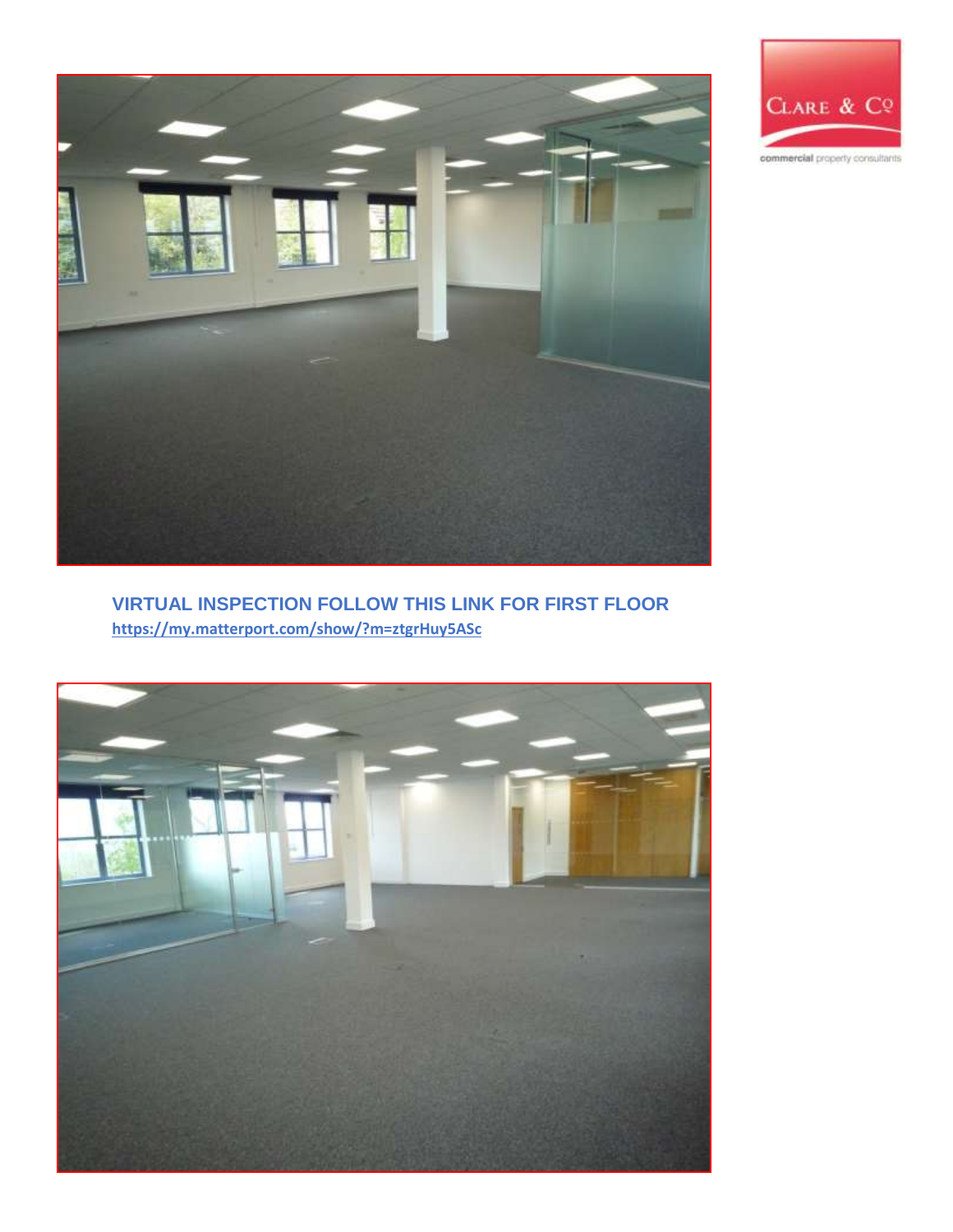**VIRTUAL INSPECTION FOLLOW THIS LINK FOR FIRST FLOOR**

https://my.matterport.com/show/?m=ztgrHuy5ASc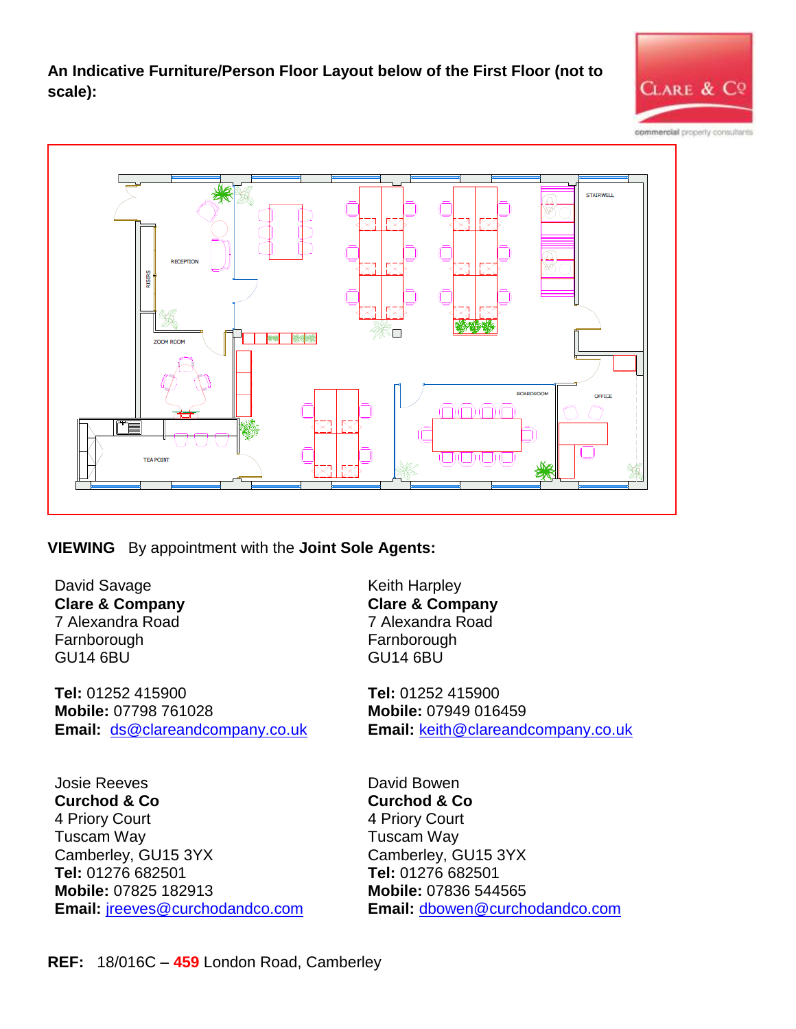**An Indicative Furniture/Person Floor Layout below of the First Floor (not to scale):**

STAIRWELL

RECEPTION

RISERS

ZOOM ROOM

BOARDROOM

OFFICE

TEA POINT

**VIEWING** By appointment with the **Joint Sole Agents:**

David Savage
**Clare & Company**
7 Alexandra Road
Farnborough
GU14 6BU

**Tel:** 01252 415900
**Mobile:** 07798 761028
**Email:** ds@clareandcompany.co.uk

Keith Harpley
**Clare & Company**
7 Alexandra Road
Farnborough
GU14 6BU

**Tel:** 01252 415900
**Mobile:** 07949 016459
**Email:** keith@clareandcompany.co.uk

Josie Reeves
**Curchod & Co**
4 Priory Court
Tuscam Way
Camberley, GU15 3YX
**Tel:** 01276 682501
**Mobile:** 07825 182913
**Email:** jreeves@curchodandco.com

David Bowen
**Curchod & Co**
4 Priory Court
Tuscam Way
Camberley, GU15 3YX
**Tel:** 01276 682501
**Mobile:** 07836 544565
**Email:** dbowen@curchodandco.com

**REF:** 18/016C – **459** London Road, Camberley